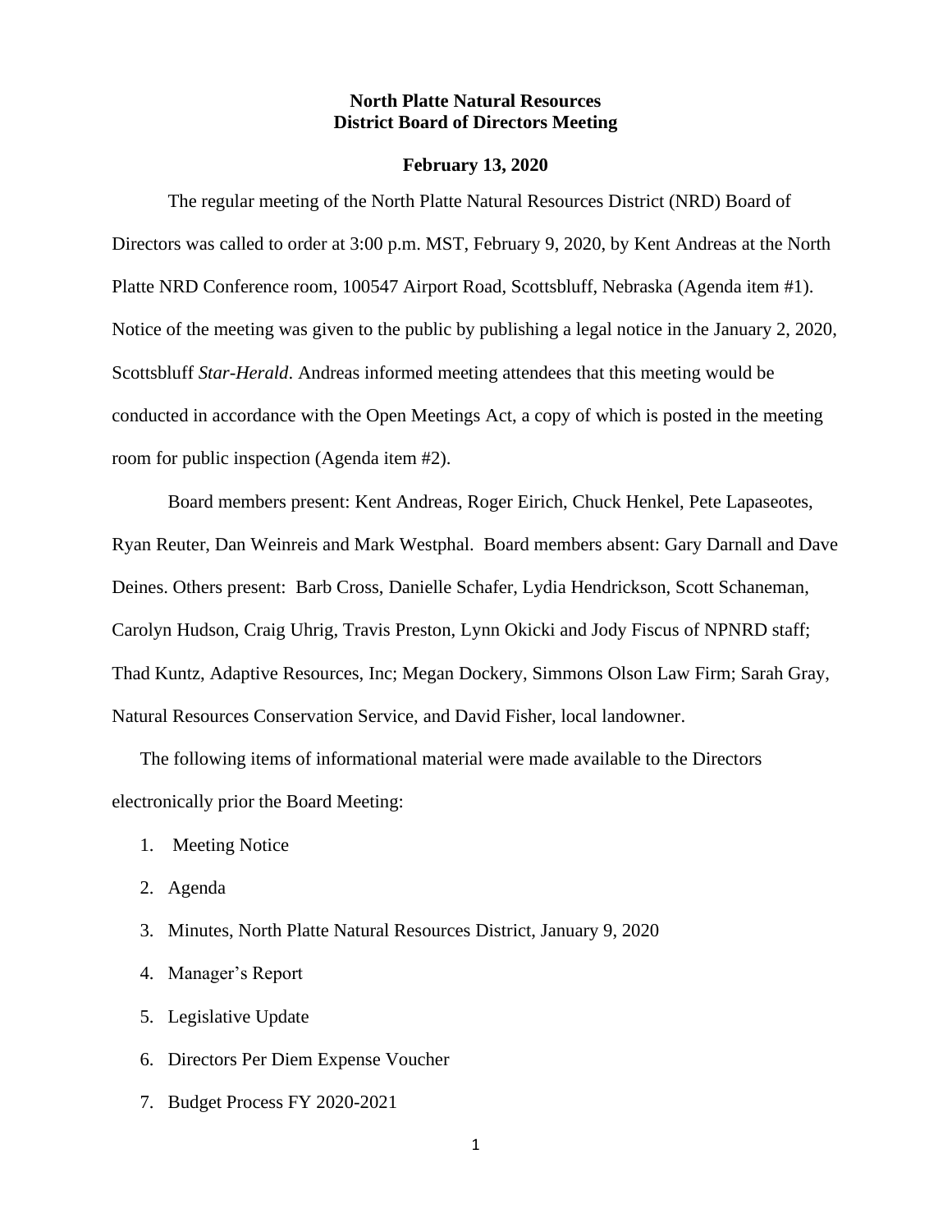**North Platte Natural Resources District Board of Directors Meeting**

**February 13, 2020**

The regular meeting of the North Platte Natural Resources District (NRD) Board of Directors was called to order at 3:00 p.m. MST, February 9, 2020, by Kent Andreas at the North Platte NRD Conference room, 100547 Airport Road, Scottsbluff, Nebraska (Agenda item #1). Notice of the meeting was given to the public by publishing a legal notice in the January 2, 2020, Scottsbluff *Star-Herald*. Andreas informed meeting attendees that this meeting would be conducted in accordance with the Open Meetings Act, a copy of which is posted in the meeting room for public inspection (Agenda item #2).

Board members present: Kent Andreas, Roger Eirich, Chuck Henkel, Pete Lapaseotes, Ryan Reuter, Dan Weinreis and Mark Westphal. Board members absent: Gary Darnall and Dave Deines. Others present: Barb Cross, Danielle Schafer, Lydia Hendrickson, Scott Schaneman, Carolyn Hudson, Craig Uhrig, Travis Preston, Lynn Okicki and Jody Fiscus of NPNRD staff; Thad Kuntz, Adaptive Resources, Inc; Megan Dockery, Simmons Olson Law Firm; Sarah Gray, Natural Resources Conservation Service, and David Fisher, local landowner.

The following items of informational material were made available to the Directors electronically prior the Board Meeting:

1. Meeting Notice
2. Agenda
3. Minutes, North Platte Natural Resources District, January 9, 2020
4. Manager's Report
5. Legislative Update
6. Directors Per Diem Expense Voucher
7. Budget Process FY 2020-2021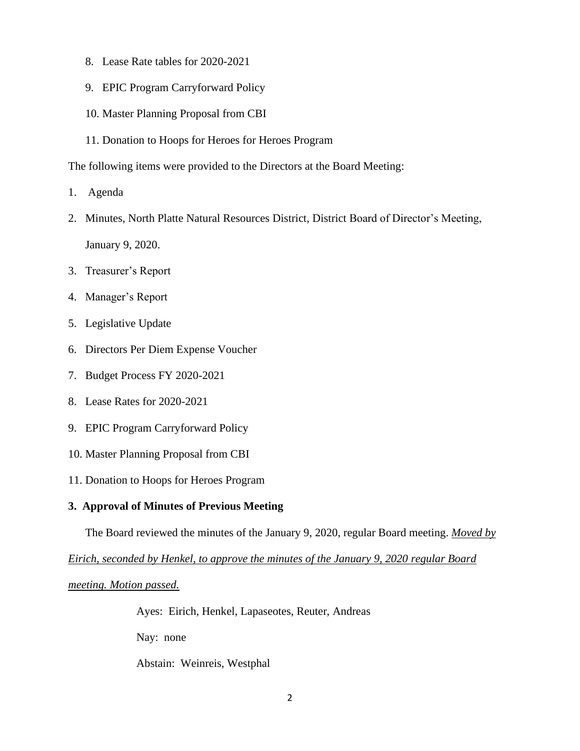8. Lease Rate tables for 2020-2021

9. EPIC Program Carryforward Policy

10. Master Planning Proposal from CBI

11. Donation to Hoops for Heroes for Heroes Program

The following items were provided to the Directors at the Board Meeting:

1. Agenda
2. Minutes, North Platte Natural Resources District, District Board of Director's Meeting, January 9, 2020.
3. Treasurer's Report
4. Manager's Report
5. Legislative Update
6. Directors Per Diem Expense Voucher
7. Budget Process FY 2020-2021
8. Lease Rates for 2020-2021
9. EPIC Program Carryforward Policy
10. Master Planning Proposal from CBI
11. Donation to Hoops for Heroes Program

**3. Approval of Minutes of Previous Meeting**

The Board reviewed the minutes of the January 9, 2020, regular Board meeting. *Moved by Eirich, seconded by Henkel, to approve the minutes of the January 9, 2020 regular Board meeting. Motion passed.*

Ayes: Eirich, Henkel, Lapaseotes, Reuter, Andreas

Nay: none

Abstain: Weinreis, Westphal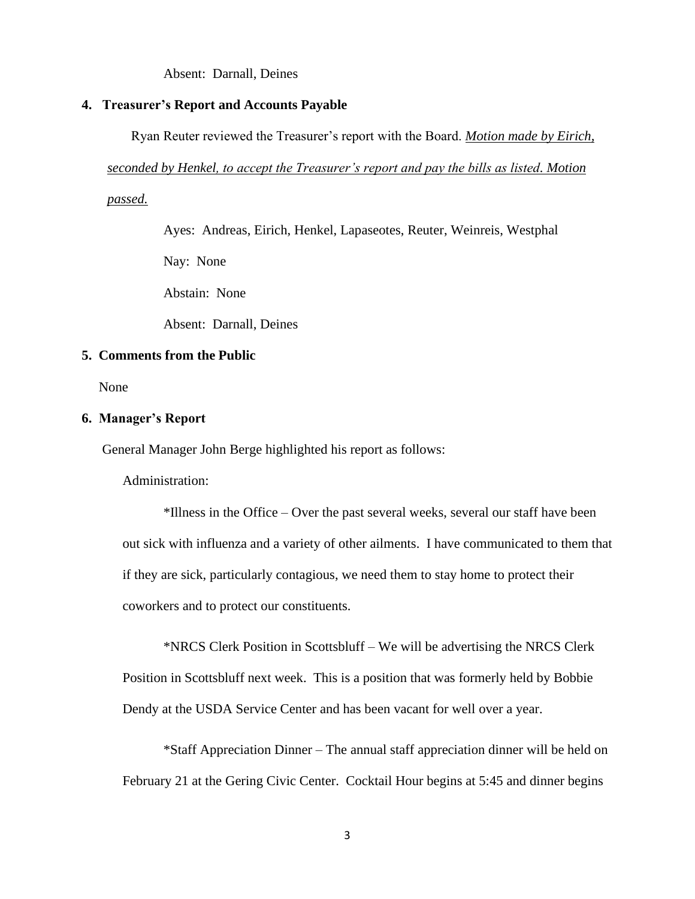Absent: Darnall, Deines

**4. Treasurer's Report and Accounts Payable**

Ryan Reuter reviewed the Treasurer's report with the Board. ***Motion made by Eirich, seconded by Henkel, to accept the Treasurer's report and pay the bills as listed. Motion passed.***

Ayes: Andreas, Eirich, Henkel, Lapaseotes, Reuter, Weinreis, Westphal

Nay: None

Abstain: None

Absent: Darnall, Deines

**5. Comments from the Public**

None

**6. Manager's Report**

General Manager John Berge highlighted his report as follows:

Administration:

*Illness in the Office – Over the past several weeks, several our staff have been out sick with influenza and a variety of other ailments. I have communicated to them that if they are sick, particularly contagious, we need them to stay home to protect their coworkers and to protect our constituents.

*NRCS Clerk Position in Scottsbluff – We will be advertising the NRCS Clerk Position in Scottsbluff next week. This is a position that was formerly held by Bobbie Dendy at the USDA Service Center and has been vacant for well over a year.

*Staff Appreciation Dinner – The annual staff appreciation dinner will be held on February 21 at the Gering Civic Center. Cocktail Hour begins at 5:45 and dinner begins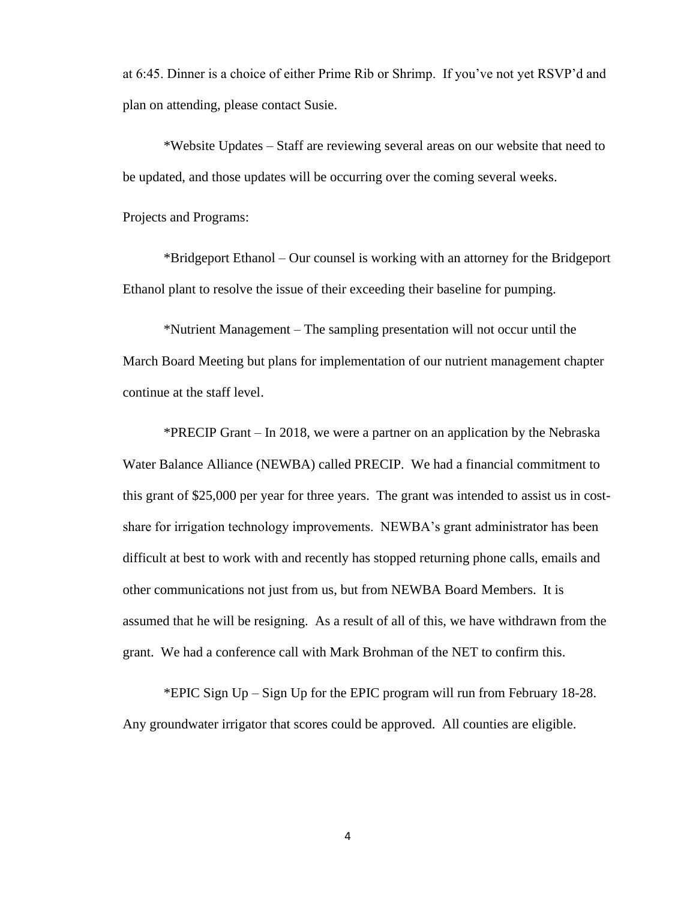at 6:45. Dinner is a choice of either Prime Rib or Shrimp. If you've not yet RSVP'd and plan on attending, please contact Susie.

*Website Updates – Staff are reviewing several areas on our website that need to be updated, and those updates will be occurring over the coming several weeks.

Projects and Programs:

*Bridgeport Ethanol – Our counsel is working with an attorney for the Bridgeport Ethanol plant to resolve the issue of their exceeding their baseline for pumping.

*Nutrient Management – The sampling presentation will not occur until the March Board Meeting but plans for implementation of our nutrient management chapter continue at the staff level.

*PRECIP Grant – In 2018, we were a partner on an application by the Nebraska Water Balance Alliance (NEWBA) called PRECIP. We had a financial commitment to this grant of $25,000 per year for three years. The grant was intended to assist us in cost-share for irrigation technology improvements. NEWBA's grant administrator has been difficult at best to work with and recently has stopped returning phone calls, emails and other communications not just from us, but from NEWBA Board Members. It is assumed that he will be resigning. As a result of all of this, we have withdrawn from the grant. We had a conference call with Mark Brohman of the NET to confirm this.

*EPIC Sign Up – Sign Up for the EPIC program will run from February 18-28. Any groundwater irrigator that scores could be approved. All counties are eligible.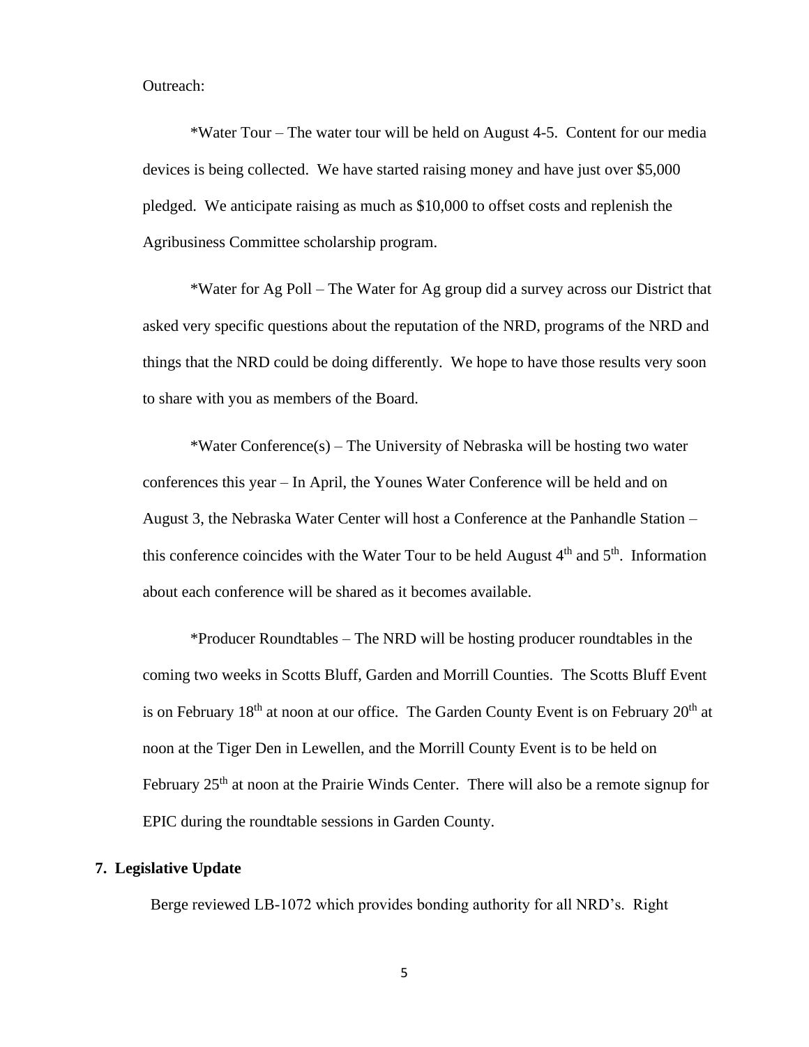Outreach:

*Water Tour – The water tour will be held on August 4-5. Content for our media devices is being collected. We have started raising money and have just over $5,000 pledged. We anticipate raising as much as $10,000 to offset costs and replenish the Agribusiness Committee scholarship program.

*Water for Ag Poll – The Water for Ag group did a survey across our District that asked very specific questions about the reputation of the NRD, programs of the NRD and things that the NRD could be doing differently. We hope to have those results very soon to share with you as members of the Board.

*Water Conference(s) – The University of Nebraska will be hosting two water conferences this year – In April, the Younes Water Conference will be held and on August 3, the Nebraska Water Center will host a Conference at the Panhandle Station – this conference coincides with the Water Tour to be held August 4th and 5th. Information about each conference will be shared as it becomes available.

*Producer Roundtables – The NRD will be hosting producer roundtables in the coming two weeks in Scotts Bluff, Garden and Morrill Counties. The Scotts Bluff Event is on February 18th at noon at our office. The Garden County Event is on February 20th at noon at the Tiger Den in Lewellen, and the Morrill County Event is to be held on February 25th at noon at the Prairie Winds Center. There will also be a remote signup for EPIC during the roundtable sessions in Garden County.

**7. Legislative Update**

Berge reviewed LB-1072 which provides bonding authority for all NRD's. Right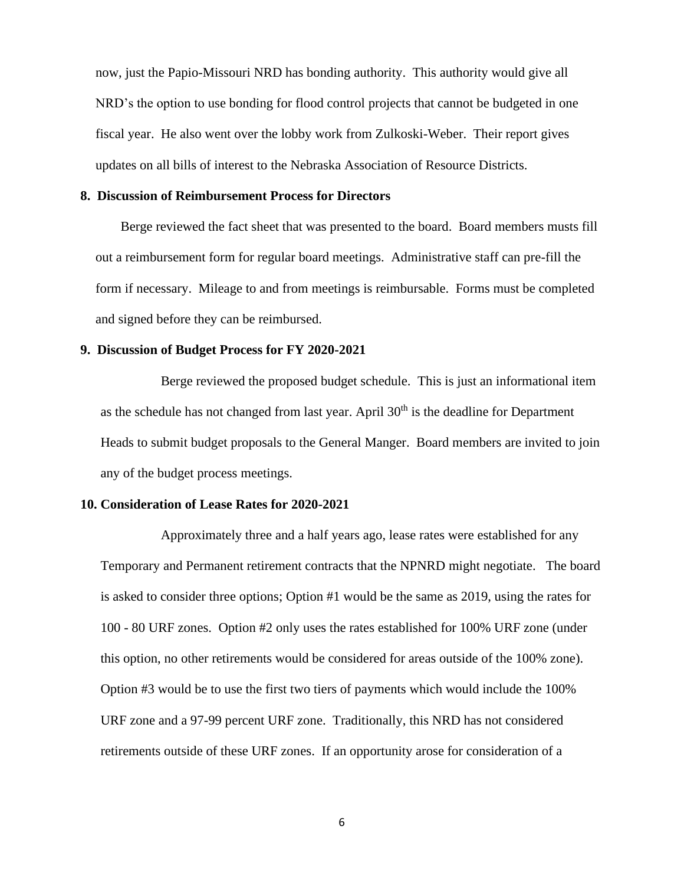now, just the Papio-Missouri NRD has bonding authority. This authority would give all NRD's the option to use bonding for flood control projects that cannot be budgeted in one fiscal year. He also went over the lobby work from Zulkoski-Weber. Their report gives updates on all bills of interest to the Nebraska Association of Resource Districts.

**8. Discussion of Reimbursement Process for Directors**

Berge reviewed the fact sheet that was presented to the board. Board members musts fill out a reimbursement form for regular board meetings. Administrative staff can pre-fill the form if necessary. Mileage to and from meetings is reimbursable. Forms must be completed and signed before they can be reimbursed.

**9. Discussion of Budget Process for FY 2020-2021**

Berge reviewed the proposed budget schedule. This is just an informational item as the schedule has not changed from last year. April 30th is the deadline for Department Heads to submit budget proposals to the General Manger. Board members are invited to join any of the budget process meetings.

**10. Consideration of Lease Rates for 2020-2021**

Approximately three and a half years ago, lease rates were established for any Temporary and Permanent retirement contracts that the NPNRD might negotiate. The board is asked to consider three options; Option #1 would be the same as 2019, using the rates for 100 - 80 URF zones. Option #2 only uses the rates established for 100% URF zone (under this option, no other retirements would be considered for areas outside of the 100% zone). Option #3 would be to use the first two tiers of payments which would include the 100% URF zone and a 97-99 percent URF zone. Traditionally, this NRD has not considered retirements outside of these URF zones. If an opportunity arose for consideration of a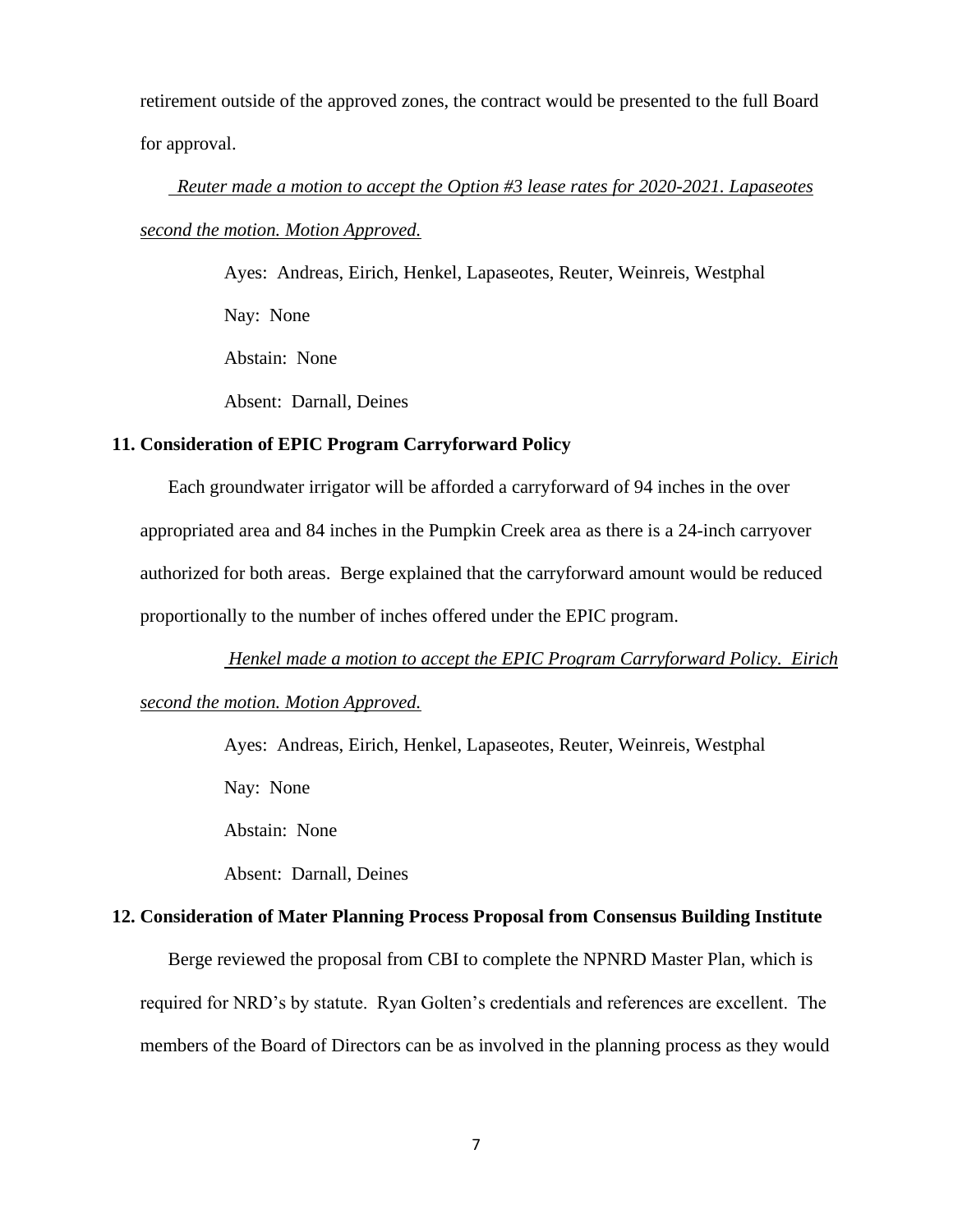retirement outside of the approved zones, the contract would be presented to the full Board for approval.

*Reuter made a motion to accept the Option #3 lease rates for 2020-2021. Lapaseotes second the motion. Motion Approved.*

Ayes: Andreas, Eirich, Henkel, Lapaseotes, Reuter, Weinreis, Westphal

Nay: None

Abstain: None

Absent: Darnall, Deines

**11. Consideration of EPIC Program Carryforward Policy**

Each groundwater irrigator will be afforded a carryforward of 94 inches in the over appropriated area and 84 inches in the Pumpkin Creek area as there is a 24-inch carryover authorized for both areas. Berge explained that the carryforward amount would be reduced proportionally to the number of inches offered under the EPIC program.

*Henkel made a motion to accept the EPIC Program Carryforward Policy. Eirich second the motion. Motion Approved.*

Ayes: Andreas, Eirich, Henkel, Lapaseotes, Reuter, Weinreis, Westphal

Nay: None

Abstain: None

Absent: Darnall, Deines

**12. Consideration of Mater Planning Process Proposal from Consensus Building Institute**

Berge reviewed the proposal from CBI to complete the NPNRD Master Plan, which is required for NRD's by statute. Ryan Golten's credentials and references are excellent. The members of the Board of Directors can be as involved in the planning process as they would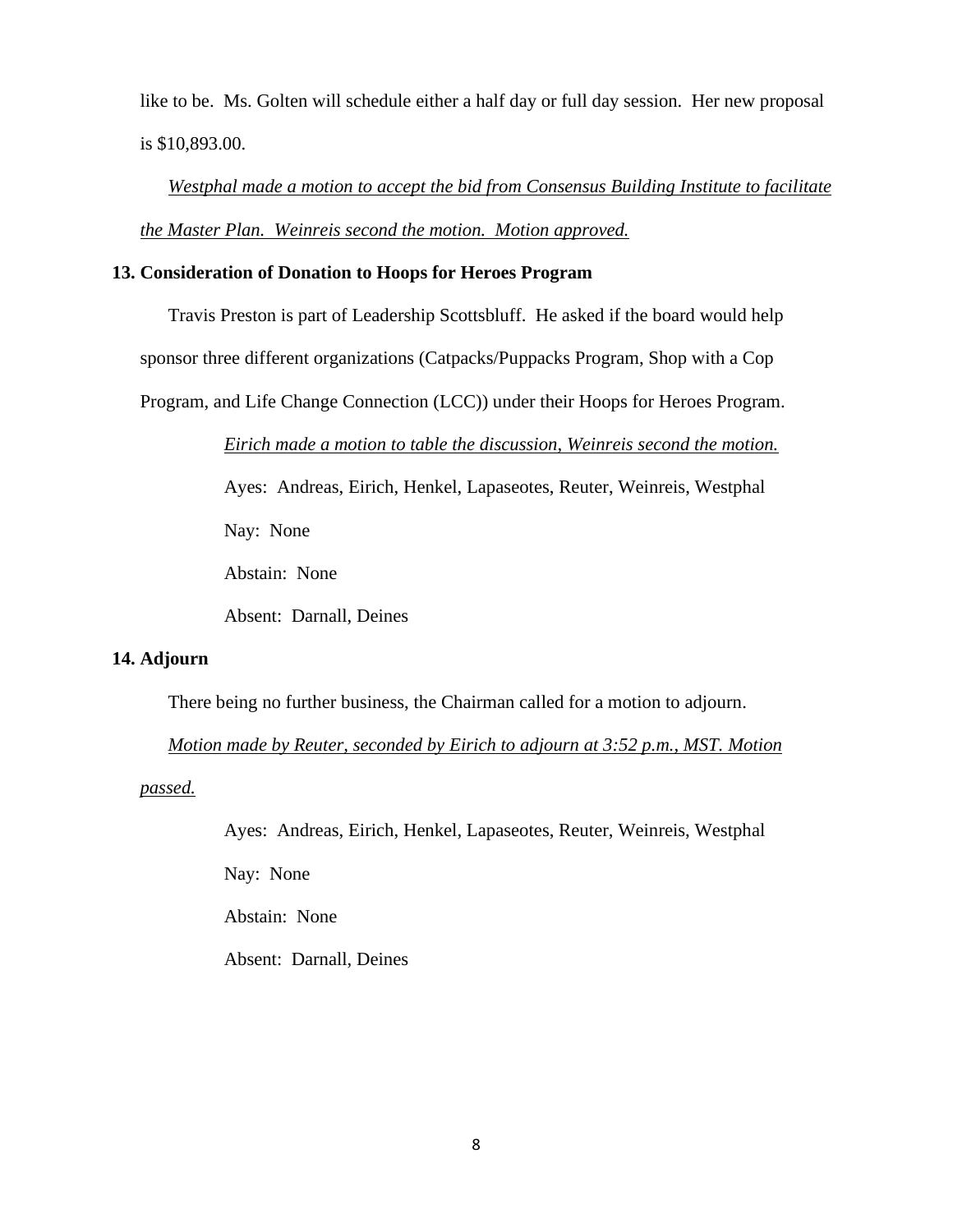like to be. Ms. Golten will schedule either a half day or full day session. Her new proposal is $10,893.00.

*Westphal made a motion to accept the bid from Consensus Building Institute to facilitate the Master Plan. Weinreis second the motion. Motion approved.*

**13. Consideration of Donation to Hoops for Heroes Program**

Travis Preston is part of Leadership Scottsbluff. He asked if the board would help sponsor three different organizations (Catpacks/Puppacks Program, Shop with a Cop Program, and Life Change Connection (LCC)) under their Hoops for Heroes Program.

*Eirich made a motion to table the discussion, Weinreis second the motion.*

Ayes: Andreas, Eirich, Henkel, Lapaseotes, Reuter, Weinreis, Westphal

Nay: None

Abstain: None

Absent: Darnall, Deines

**14. Adjourn**

There being no further business, the Chairman called for a motion to adjourn.

*Motion made by Reuter, seconded by Eirich to adjourn at 3:52 p.m., MST. Motion passed.*

Ayes: Andreas, Eirich, Henkel, Lapaseotes, Reuter, Weinreis, Westphal

Nay: None

Abstain: None

Absent: Darnall, Deines